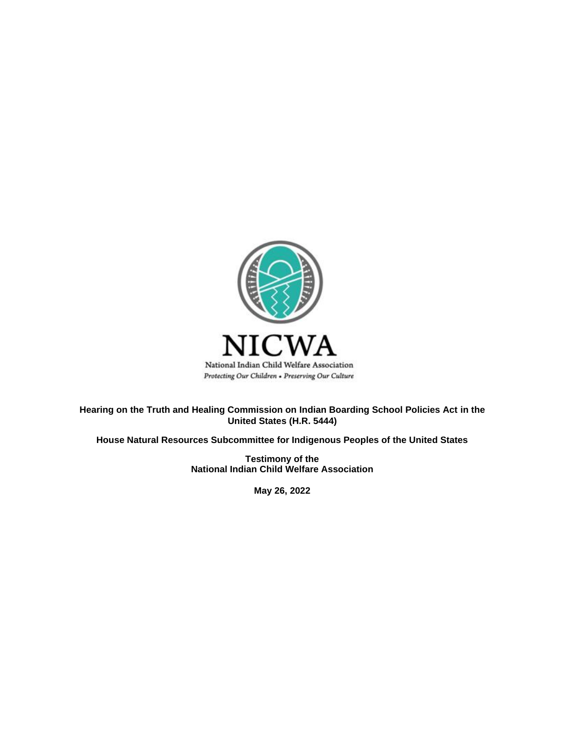NICWA

National Indian Child Welfare Association

*Protecting Our Children • Preserving Our Culture*

**Hearing on the Truth and Healing Commission on Indian Boarding School Policies Act in the United States (H.R. 5444)**

**House Natural Resources Subcommittee for Indigenous Peoples of the United States**

**Testimony of the National Indian Child Welfare Association**

**May 26, 2022**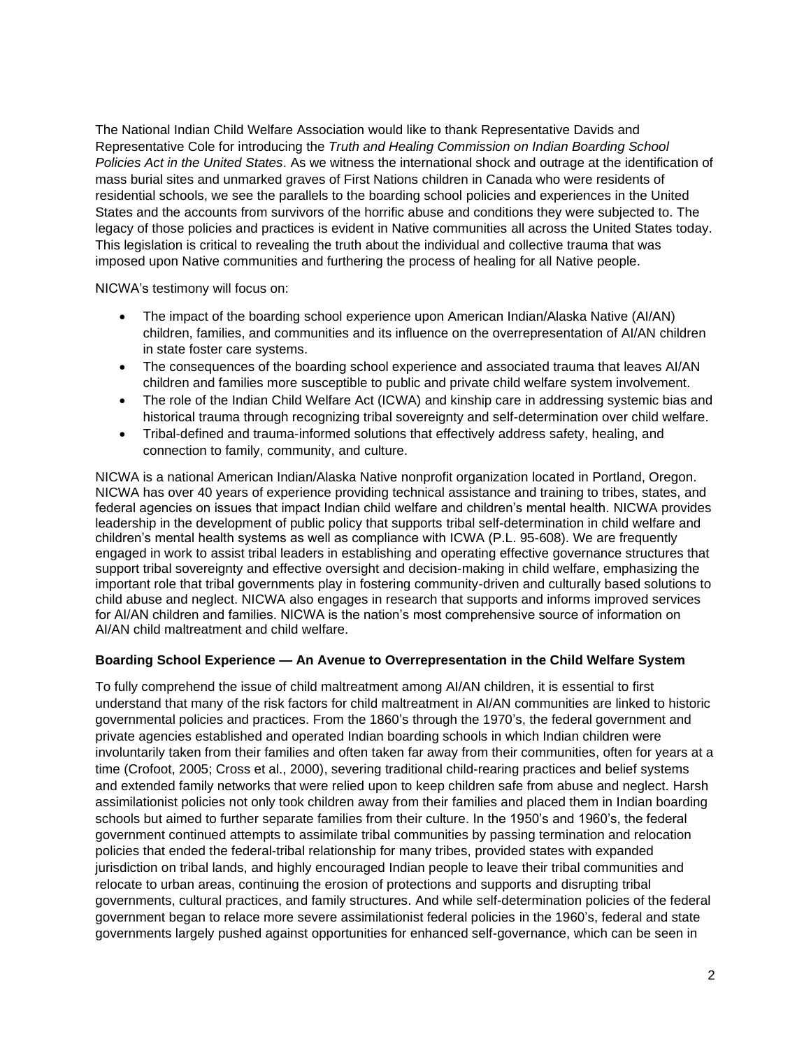The National Indian Child Welfare Association would like to thank Representative Davids and Representative Cole for introducing the *Truth and Healing Commission on Indian Boarding School Policies Act in the United States*. As we witness the international shock and outrage at the identification of mass burial sites and unmarked graves of First Nations children in Canada who were residents of residential schools, we see the parallels to the boarding school policies and experiences in the United States and the accounts from survivors of the horrific abuse and conditions they were subjected to. The legacy of those policies and practices is evident in Native communities all across the United States today. This legislation is critical to revealing the truth about the individual and collective trauma that was imposed upon Native communities and furthering the process of healing for all Native people.

NICWA's testimony will focus on:

- The impact of the boarding school experience upon American Indian/Alaska Native (AI/AN) children, families, and communities and its influence on the overrepresentation of AI/AN children in state foster care systems.
- The consequences of the boarding school experience and associated trauma that leaves AI/AN children and families more susceptible to public and private child welfare system involvement.
- The role of the Indian Child Welfare Act (ICWA) and kinship care in addressing systemic bias and historical trauma through recognizing tribal sovereignty and self-determination over child welfare.
- Tribal-defined and trauma-informed solutions that effectively address safety, healing, and connection to family, community, and culture.

NICWA is a national American Indian/Alaska Native nonprofit organization located in Portland, Oregon. NICWA has over 40 years of experience providing technical assistance and training to tribes, states, and federal agencies on issues that impact Indian child welfare and children's mental health. NICWA provides leadership in the development of public policy that supports tribal self-determination in child welfare and children's mental health systems as well as compliance with ICWA (P.L. 95-608). We are frequently engaged in work to assist tribal leaders in establishing and operating effective governance structures that support tribal sovereignty and effective oversight and decision-making in child welfare, emphasizing the important role that tribal governments play in fostering community-driven and culturally based solutions to child abuse and neglect. NICWA also engages in research that supports and informs improved services for AI/AN children and families. NICWA is the nation's most comprehensive source of information on AI/AN child maltreatment and child welfare.

**Boarding School Experience — An Avenue to Overrepresentation in the Child Welfare System**

To fully comprehend the issue of child maltreatment among AI/AN children, it is essential to first understand that many of the risk factors for child maltreatment in AI/AN communities are linked to historic governmental policies and practices. From the 1860's through the 1970's, the federal government and private agencies established and operated Indian boarding schools in which Indian children were involuntarily taken from their families and often taken far away from their communities, often for years at a time (Crofoot, 2005; Cross et al., 2000), severing traditional child-rearing practices and belief systems and extended family networks that were relied upon to keep children safe from abuse and neglect. Harsh assimilationist policies not only took children away from their families and placed them in Indian boarding schools but aimed to further separate families from their culture. In the 1950's and 1960's, the federal government continued attempts to assimilate tribal communities by passing termination and relocation policies that ended the federal-tribal relationship for many tribes, provided states with expanded jurisdiction on tribal lands, and highly encouraged Indian people to leave their tribal communities and relocate to urban areas, continuing the erosion of protections and supports and disrupting tribal governments, cultural practices, and family structures. And while self-determination policies of the federal government began to relace more severe assimilationist federal policies in the 1960's, federal and state governments largely pushed against opportunities for enhanced self-governance, which can be seen in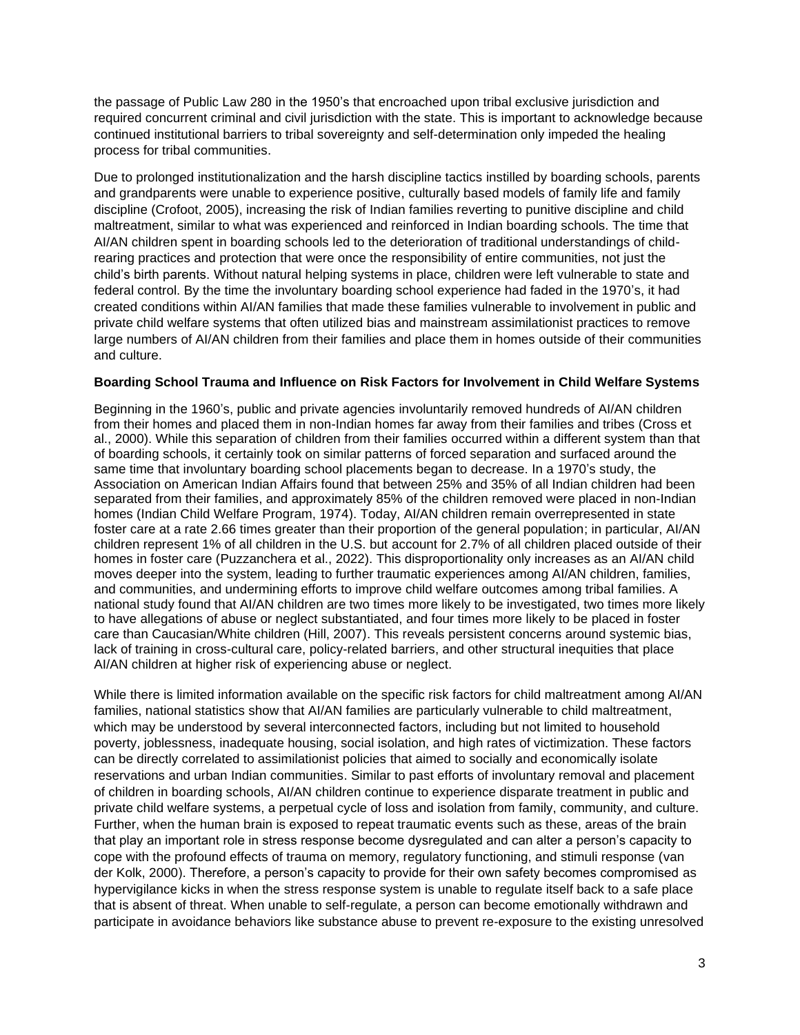the passage of Public Law 280 in the 1950's that encroached upon tribal exclusive jurisdiction and required concurrent criminal and civil jurisdiction with the state. This is important to acknowledge because continued institutional barriers to tribal sovereignty and self-determination only impeded the healing process for tribal communities.

Due to prolonged institutionalization and the harsh discipline tactics instilled by boarding schools, parents and grandparents were unable to experience positive, culturally based models of family life and family discipline (Crofoot, 2005), increasing the risk of Indian families reverting to punitive discipline and child maltreatment, similar to what was experienced and reinforced in Indian boarding schools. The time that AI/AN children spent in boarding schools led to the deterioration of traditional understandings of child-rearing practices and protection that were once the responsibility of entire communities, not just the child's birth parents. Without natural helping systems in place, children were left vulnerable to state and federal control. By the time the involuntary boarding school experience had faded in the 1970's, it had created conditions within AI/AN families that made these families vulnerable to involvement in public and private child welfare systems that often utilized bias and mainstream assimilationist practices to remove large numbers of AI/AN children from their families and place them in homes outside of their communities and culture.

**Boarding School Trauma and Influence on Risk Factors for Involvement in Child Welfare Systems**

Beginning in the 1960's, public and private agencies involuntarily removed hundreds of AI/AN children from their homes and placed them in non-Indian homes far away from their families and tribes (Cross et al., 2000). While this separation of children from their families occurred within a different system than that of boarding schools, it certainly took on similar patterns of forced separation and surfaced around the same time that involuntary boarding school placements began to decrease. In a 1970's study, the Association on American Indian Affairs found that between 25% and 35% of all Indian children had been separated from their families, and approximately 85% of the children removed were placed in non-Indian homes (Indian Child Welfare Program, 1974). Today, AI/AN children remain overrepresented in state foster care at a rate 2.66 times greater than their proportion of the general population; in particular, AI/AN children represent 1% of all children in the U.S. but account for 2.7% of all children placed outside of their homes in foster care (Puzzanchera et al., 2022). This disproportionality only increases as an AI/AN child moves deeper into the system, leading to further traumatic experiences among AI/AN children, families, and communities, and undermining efforts to improve child welfare outcomes among tribal families. A national study found that AI/AN children are two times more likely to be investigated, two times more likely to have allegations of abuse or neglect substantiated, and four times more likely to be placed in foster care than Caucasian/White children (Hill, 2007). This reveals persistent concerns around systemic bias, lack of training in cross-cultural care, policy-related barriers, and other structural inequities that place AI/AN children at higher risk of experiencing abuse or neglect.

While there is limited information available on the specific risk factors for child maltreatment among AI/AN families, national statistics show that AI/AN families are particularly vulnerable to child maltreatment, which may be understood by several interconnected factors, including but not limited to household poverty, joblessness, inadequate housing, social isolation, and high rates of victimization. These factors can be directly correlated to assimilationist policies that aimed to socially and economically isolate reservations and urban Indian communities. Similar to past efforts of involuntary removal and placement of children in boarding schools, AI/AN children continue to experience disparate treatment in public and private child welfare systems, a perpetual cycle of loss and isolation from family, community, and culture. Further, when the human brain is exposed to repeat traumatic events such as these, areas of the brain that play an important role in stress response become dysregulated and can alter a person's capacity to cope with the profound effects of trauma on memory, regulatory functioning, and stimuli response (van der Kolk, 2000). Therefore, a person's capacity to provide for their own safety becomes compromised as hypervigilance kicks in when the stress response system is unable to regulate itself back to a safe place that is absent of threat. When unable to self-regulate, a person can become emotionally withdrawn and participate in avoidance behaviors like substance abuse to prevent re-exposure to the existing unresolved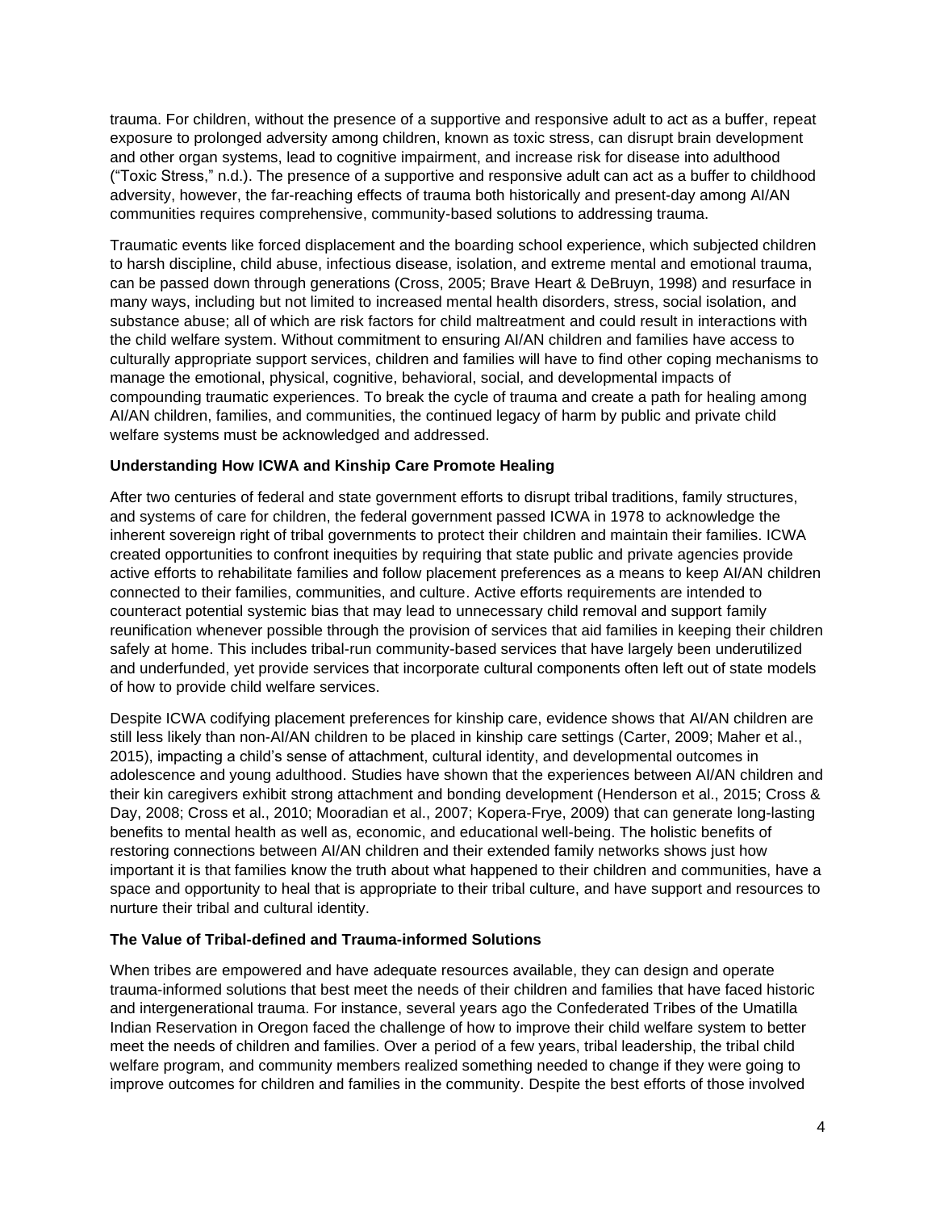trauma. For children, without the presence of a supportive and responsive adult to act as a buffer, repeat exposure to prolonged adversity among children, known as toxic stress, can disrupt brain development and other organ systems, lead to cognitive impairment, and increase risk for disease into adulthood ("Toxic Stress," n.d.). The presence of a supportive and responsive adult can act as a buffer to childhood adversity, however, the far-reaching effects of trauma both historically and present-day among AI/AN communities requires comprehensive, community-based solutions to addressing trauma.

Traumatic events like forced displacement and the boarding school experience, which subjected children to harsh discipline, child abuse, infectious disease, isolation, and extreme mental and emotional trauma, can be passed down through generations (Cross, 2005; Brave Heart & DeBruyn, 1998) and resurface in many ways, including but not limited to increased mental health disorders, stress, social isolation, and substance abuse; all of which are risk factors for child maltreatment and could result in interactions with the child welfare system. Without commitment to ensuring AI/AN children and families have access to culturally appropriate support services, children and families will have to find other coping mechanisms to manage the emotional, physical, cognitive, behavioral, social, and developmental impacts of compounding traumatic experiences. To break the cycle of trauma and create a path for healing among AI/AN children, families, and communities, the continued legacy of harm by public and private child welfare systems must be acknowledged and addressed.

**Understanding How ICWA and Kinship Care Promote Healing**

After two centuries of federal and state government efforts to disrupt tribal traditions, family structures, and systems of care for children, the federal government passed ICWA in 1978 to acknowledge the inherent sovereign right of tribal governments to protect their children and maintain their families. ICWA created opportunities to confront inequities by requiring that state public and private agencies provide active efforts to rehabilitate families and follow placement preferences as a means to keep AI/AN children connected to their families, communities, and culture. Active efforts requirements are intended to counteract potential systemic bias that may lead to unnecessary child removal and support family reunification whenever possible through the provision of services that aid families in keeping their children safely at home. This includes tribal-run community-based services that have largely been underutilized and underfunded, yet provide services that incorporate cultural components often left out of state models of how to provide child welfare services.

Despite ICWA codifying placement preferences for kinship care, evidence shows that AI/AN children are still less likely than non-AI/AN children to be placed in kinship care settings (Carter, 2009; Maher et al., 2015), impacting a child's sense of attachment, cultural identity, and developmental outcomes in adolescence and young adulthood. Studies have shown that the experiences between AI/AN children and their kin caregivers exhibit strong attachment and bonding development (Henderson et al., 2015; Cross & Day, 2008; Cross et al., 2010; Mooradian et al., 2007; Kopera-Frye, 2009) that can generate long-lasting benefits to mental health as well as, economic, and educational well-being. The holistic benefits of restoring connections between AI/AN children and their extended family networks shows just how important it is that families know the truth about what happened to their children and communities, have a space and opportunity to heal that is appropriate to their tribal culture, and have support and resources to nurture their tribal and cultural identity.

**The Value of Tribal-defined and Trauma-informed Solutions**

When tribes are empowered and have adequate resources available, they can design and operate trauma-informed solutions that best meet the needs of their children and families that have faced historic and intergenerational trauma. For instance, several years ago the Confederated Tribes of the Umatilla Indian Reservation in Oregon faced the challenge of how to improve their child welfare system to better meet the needs of children and families. Over a period of a few years, tribal leadership, the tribal child welfare program, and community members realized something needed to change if they were going to improve outcomes for children and families in the community. Despite the best efforts of those involved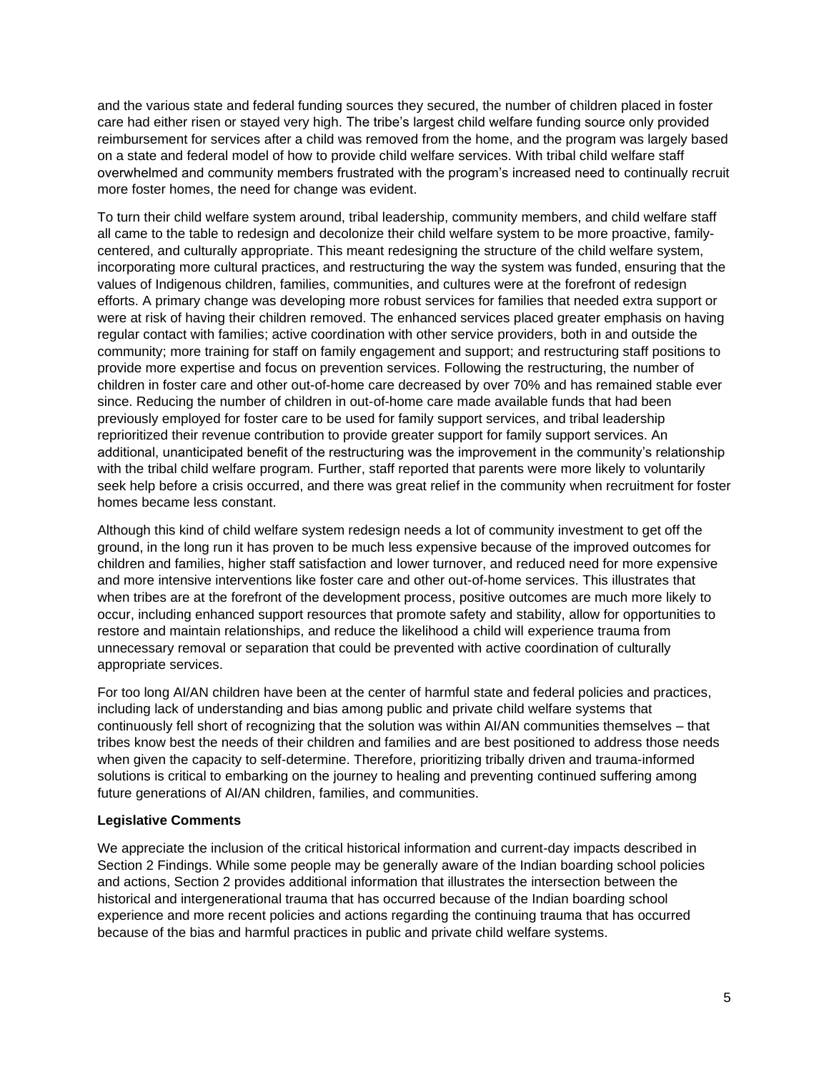and the various state and federal funding sources they secured, the number of children placed in foster care had either risen or stayed very high. The tribe's largest child welfare funding source only provided reimbursement for services after a child was removed from the home, and the program was largely based on a state and federal model of how to provide child welfare services. With tribal child welfare staff overwhelmed and community members frustrated with the program's increased need to continually recruit more foster homes, the need for change was evident.

To turn their child welfare system around, tribal leadership, community members, and child welfare staff all came to the table to redesign and decolonize their child welfare system to be more proactive, family-centered, and culturally appropriate. This meant redesigning the structure of the child welfare system, incorporating more cultural practices, and restructuring the way the system was funded, ensuring that the values of Indigenous children, families, communities, and cultures were at the forefront of redesign efforts. A primary change was developing more robust services for families that needed extra support or were at risk of having their children removed. The enhanced services placed greater emphasis on having regular contact with families; active coordination with other service providers, both in and outside the community; more training for staff on family engagement and support; and restructuring staff positions to provide more expertise and focus on prevention services. Following the restructuring, the number of children in foster care and other out-of-home care decreased by over 70% and has remained stable ever since. Reducing the number of children in out-of-home care made available funds that had been previously employed for foster care to be used for family support services, and tribal leadership reprioritized their revenue contribution to provide greater support for family support services. An additional, unanticipated benefit of the restructuring was the improvement in the community's relationship with the tribal child welfare program. Further, staff reported that parents were more likely to voluntarily seek help before a crisis occurred, and there was great relief in the community when recruitment for foster homes became less constant.

Although this kind of child welfare system redesign needs a lot of community investment to get off the ground, in the long run it has proven to be much less expensive because of the improved outcomes for children and families, higher staff satisfaction and lower turnover, and reduced need for more expensive and more intensive interventions like foster care and other out-of-home services. This illustrates that when tribes are at the forefront of the development process, positive outcomes are much more likely to occur, including enhanced support resources that promote safety and stability, allow for opportunities to restore and maintain relationships, and reduce the likelihood a child will experience trauma from unnecessary removal or separation that could be prevented with active coordination of culturally appropriate services.

For too long AI/AN children have been at the center of harmful state and federal policies and practices, including lack of understanding and bias among public and private child welfare systems that continuously fell short of recognizing that the solution was within AI/AN communities themselves – that tribes know best the needs of their children and families and are best positioned to address those needs when given the capacity to self-determine. Therefore, prioritizing tribally driven and trauma-informed solutions is critical to embarking on the journey to healing and preventing continued suffering among future generations of AI/AN children, families, and communities.

**Legislative Comments**

We appreciate the inclusion of the critical historical information and current-day impacts described in Section 2 Findings. While some people may be generally aware of the Indian boarding school policies and actions, Section 2 provides additional information that illustrates the intersection between the historical and intergenerational trauma that has occurred because of the Indian boarding school experience and more recent policies and actions regarding the continuing trauma that has occurred because of the bias and harmful practices in public and private child welfare systems.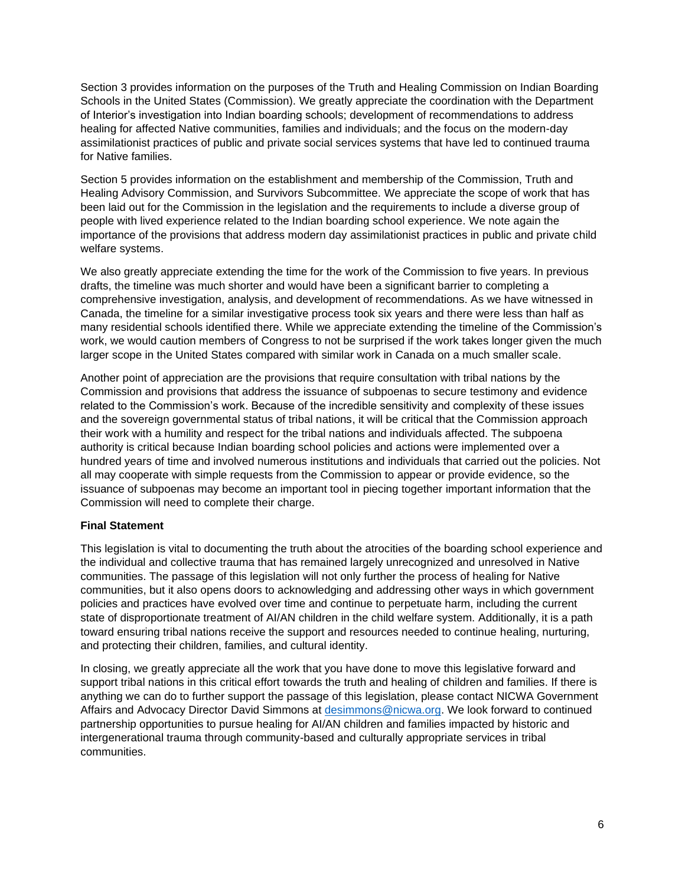Section 3 provides information on the purposes of the Truth and Healing Commission on Indian Boarding Schools in the United States (Commission). We greatly appreciate the coordination with the Department of Interior's investigation into Indian boarding schools; development of recommendations to address healing for affected Native communities, families and individuals; and the focus on the modern-day assimilationist practices of public and private social services systems that have led to continued trauma for Native families.

Section 5 provides information on the establishment and membership of the Commission, Truth and Healing Advisory Commission, and Survivors Subcommittee. We appreciate the scope of work that has been laid out for the Commission in the legislation and the requirements to include a diverse group of people with lived experience related to the Indian boarding school experience. We note again the importance of the provisions that address modern day assimilationist practices in public and private child welfare systems.

We also greatly appreciate extending the time for the work of the Commission to five years. In previous drafts, the timeline was much shorter and would have been a significant barrier to completing a comprehensive investigation, analysis, and development of recommendations. As we have witnessed in Canada, the timeline for a similar investigative process took six years and there were less than half as many residential schools identified there. While we appreciate extending the timeline of the Commission's work, we would caution members of Congress to not be surprised if the work takes longer given the much larger scope in the United States compared with similar work in Canada on a much smaller scale.

Another point of appreciation are the provisions that require consultation with tribal nations by the Commission and provisions that address the issuance of subpoenas to secure testimony and evidence related to the Commission's work. Because of the incredible sensitivity and complexity of these issues and the sovereign governmental status of tribal nations, it will be critical that the Commission approach their work with a humility and respect for the tribal nations and individuals affected. The subpoena authority is critical because Indian boarding school policies and actions were implemented over a hundred years of time and involved numerous institutions and individuals that carried out the policies. Not all may cooperate with simple requests from the Commission to appear or provide evidence, so the issuance of subpoenas may become an important tool in piecing together important information that the Commission will need to complete their charge.

**Final Statement**

This legislation is vital to documenting the truth about the atrocities of the boarding school experience and the individual and collective trauma that has remained largely unrecognized and unresolved in Native communities. The passage of this legislation will not only further the process of healing for Native communities, but it also opens doors to acknowledging and addressing other ways in which government policies and practices have evolved over time and continue to perpetuate harm, including the current state of disproportionate treatment of AI/AN children in the child welfare system. Additionally, it is a path toward ensuring tribal nations receive the support and resources needed to continue healing, nurturing, and protecting their children, families, and cultural identity.

In closing, we greatly appreciate all the work that you have done to move this legislative forward and support tribal nations in this critical effort towards the truth and healing of children and families. If there is anything we can do to further support the passage of this legislation, please contact NICWA Government Affairs and Advocacy Director David Simmons at [desimmons@nicwa.org](mailto:desimmons@nicwa.org). We look forward to continued partnership opportunities to pursue healing for AI/AN children and families impacted by historic and intergenerational trauma through community-based and culturally appropriate services in tribal communities.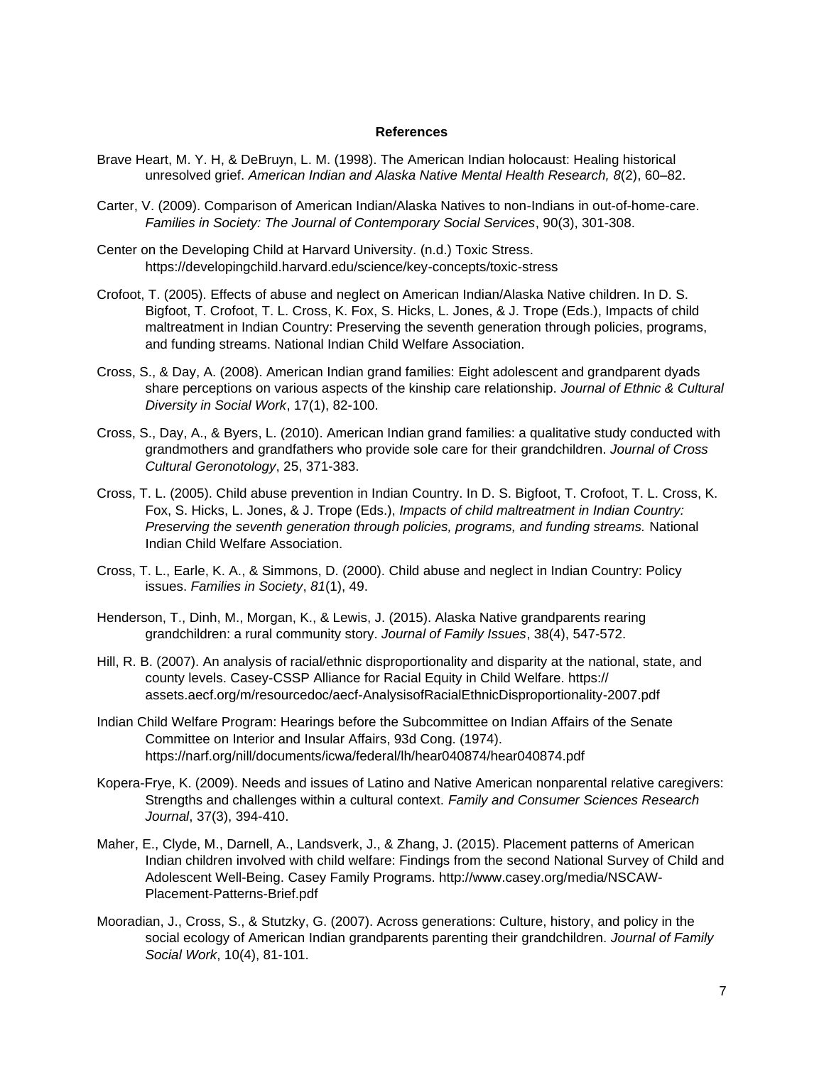# References

Brave Heart, M. Y. H, & DeBruyn, L. M. (1998). The American Indian holocaust: Healing historical unresolved grief. *American Indian and Alaska Native Mental Health Research, 8*(2), 60–82.

Carter, V. (2009). Comparison of American Indian/Alaska Natives to non-Indians in out-of-home-care. *Families in Society: The Journal of Contemporary Social Services*, 90(3), 301-308.

Center on the Developing Child at Harvard University. (n.d.) Toxic Stress. https://developingchild.harvard.edu/science/key-concepts/toxic-stress

Crofoot, T. (2005). Effects of abuse and neglect on American Indian/Alaska Native children. In D. S. Bigfoot, T. Crofoot, T. L. Cross, K. Fox, S. Hicks, L. Jones, & J. Trope (Eds.), Impacts of child maltreatment in Indian Country: Preserving the seventh generation through policies, programs, and funding streams. National Indian Child Welfare Association.

Cross, S., & Day, A. (2008). American Indian grand families: Eight adolescent and grandparent dyads share perceptions on various aspects of the kinship care relationship. *Journal of Ethnic & Cultural Diversity in Social Work*, 17(1), 82-100.

Cross, S., Day, A., & Byers, L. (2010). American Indian grand families: a qualitative study conducted with grandmothers and grandfathers who provide sole care for their grandchildren. *Journal of Cross Cultural Geronotology*, 25, 371-383.

Cross, T. L. (2005). Child abuse prevention in Indian Country. In D. S. Bigfoot, T. Crofoot, T. L. Cross, K. Fox, S. Hicks, L. Jones, & J. Trope (Eds.), *Impacts of child maltreatment in Indian Country: Preserving the seventh generation through policies, programs, and funding streams.* National Indian Child Welfare Association.

Cross, T. L., Earle, K. A., & Simmons, D. (2000). Child abuse and neglect in Indian Country: Policy issues. *Families in Society*, *81*(1), 49.

Henderson, T., Dinh, M., Morgan, K., & Lewis, J. (2015). Alaska Native grandparents rearing grandchildren: a rural community story. *Journal of Family Issues*, 38(4), 547-572.

Hill, R. B. (2007). An analysis of racial/ethnic disproportionality and disparity at the national, state, and county levels. Casey-CSSP Alliance for Racial Equity in Child Welfare. https://assets.aecf.org/m/resourcedoc/aecf-AnalysisofRacialEthnicDisproportionality-2007.pdf

Indian Child Welfare Program: Hearings before the Subcommittee on Indian Affairs of the Senate Committee on Interior and Insular Affairs, 93d Cong. (1974). https://narf.org/nill/documents/icwa/federal/lh/hear040874/hear040874.pdf

Kopera-Frye, K. (2009). Needs and issues of Latino and Native American nonparental relative caregivers: Strengths and challenges within a cultural context. *Family and Consumer Sciences Research Journal*, 37(3), 394-410.

Maher, E., Clyde, M., Darnell, A., Landsverk, J., & Zhang, J. (2015). Placement patterns of American Indian children involved with child welfare: Findings from the second National Survey of Child and Adolescent Well-Being. Casey Family Programs. http://www.casey.org/media/NSCAW-Placement-Patterns-Brief.pdf

Mooradian, J., Cross, S., & Stutzky, G. (2007). Across generations: Culture, history, and policy in the social ecology of American Indian grandparents parenting their grandchildren. *Journal of Family Social Work*, 10(4), 81-101.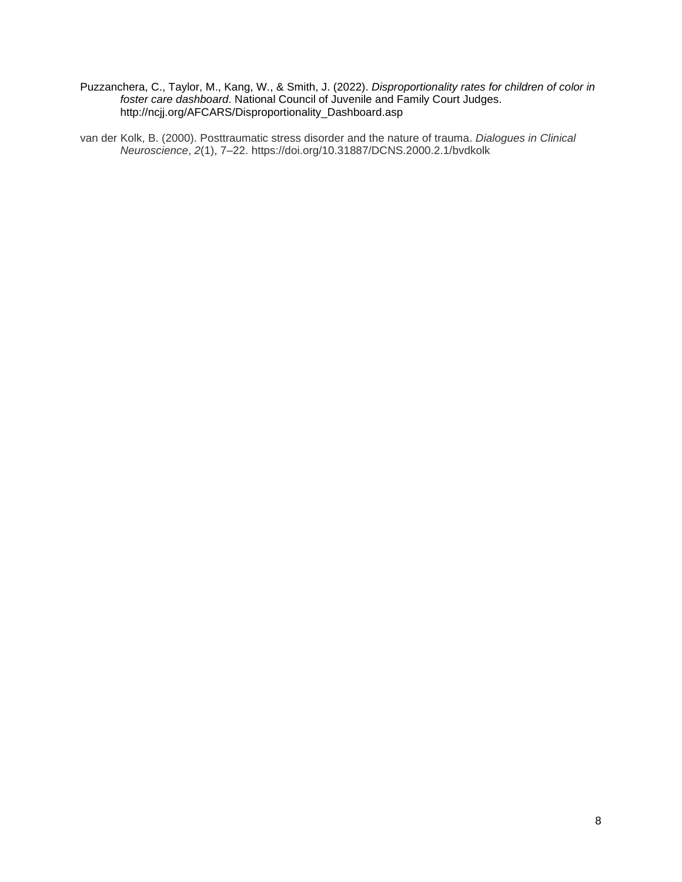Puzzanchera, C., Taylor, M., Kang, W., & Smith, J. (2022). *Disproportionality rates for children of color in foster care dashboard*. National Council of Juvenile and Family Court Judges. http://ncjj.org/AFCARS/Disproportionality_Dashboard.asp

van der Kolk, B. (2000). Posttraumatic stress disorder and the nature of trauma. *Dialogues in Clinical Neuroscience*, *2*(1), 7–22. https://doi.org/10.31887/DCNS.2000.2.1/bvdkolk